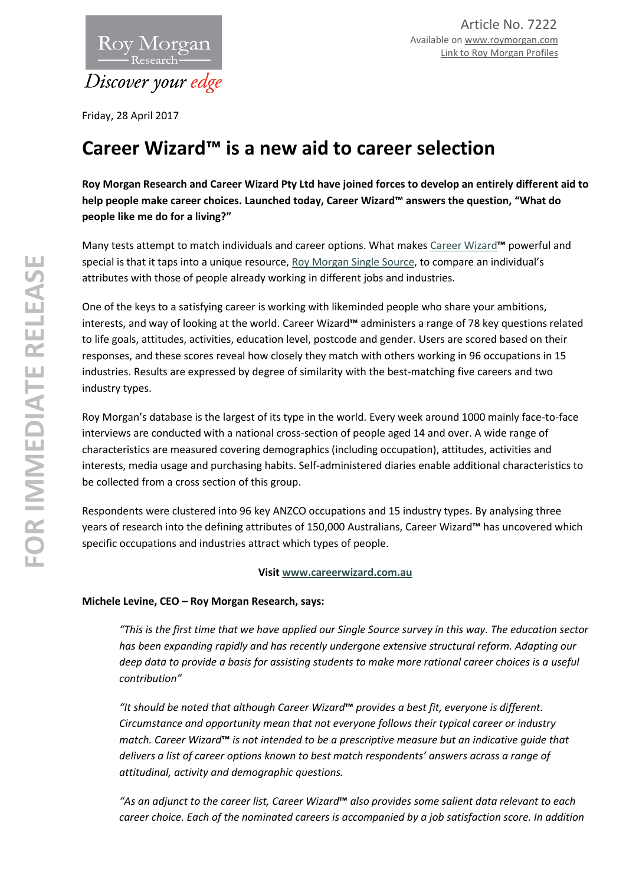Article No. 7222
Available on www.roymorgan.com
Link to Roy Morgan Profiles

Friday, 28 April 2017

# Career Wizard™ is a new aid to career selection

**Roy Morgan Research and Career Wizard Pty Ltd have joined forces to develop an entirely different aid to help people make career choices. Launched today, Career Wizard™ answers the question, "What do people like me do for a living?"**

Many tests attempt to match individuals and career options. What makes Career Wizard**™** powerful and special is that it taps into a unique resource, Roy Morgan Single Source, to compare an individual's attributes with those of people already working in different jobs and industries.

One of the keys to a satisfying career is working with likeminded people who share your ambitions, interests, and way of looking at the world. Career Wizard**™** administers a range of 78 key questions related to life goals, attitudes, activities, education level, postcode and gender. Users are scored based on their responses, and these scores reveal how closely they match with others working in 96 occupations in 15 industries. Results are expressed by degree of similarity with the best-matching five careers and two industry types.

Roy Morgan's database is the largest of its type in the world. Every week around 1000 mainly face-to-face interviews are conducted with a national cross-section of people aged 14 and over. A wide range of characteristics are measured covering demographics (including occupation), attitudes, activities and interests, media usage and purchasing habits. Self-administered diaries enable additional characteristics to be collected from a cross section of this group.

Respondents were clustered into 96 key ANZCO occupations and 15 industry types. By analysing three years of research into the defining attributes of 150,000 Australians, Career Wizard**™** has uncovered which specific occupations and industries attract which types of people.

**Visit www.careerwizard.com.au**

**Michele Levine, CEO – Roy Morgan Research, says:**

> *"This is the first time that we have applied our Single Source survey in this way. The education sector has been expanding rapidly and has recently undergone extensive structural reform. Adapting our deep data to provide a basis for assisting students to make more rational career choices is a useful contribution"*
>
> *"It should be noted that although Career Wizard™ provides a best fit, everyone is different. Circumstance and opportunity mean that not everyone follows their typical career or industry match. Career Wizard™ is not intended to be a prescriptive measure but an indicative guide that delivers a list of career options known to best match respondents' answers across a range of attitudinal, activity and demographic questions.*
>
> *"As an adjunct to the career list, Career Wizard™ also provides some salient data relevant to each career choice. Each of the nominated careers is accompanied by a job satisfaction score. In addition*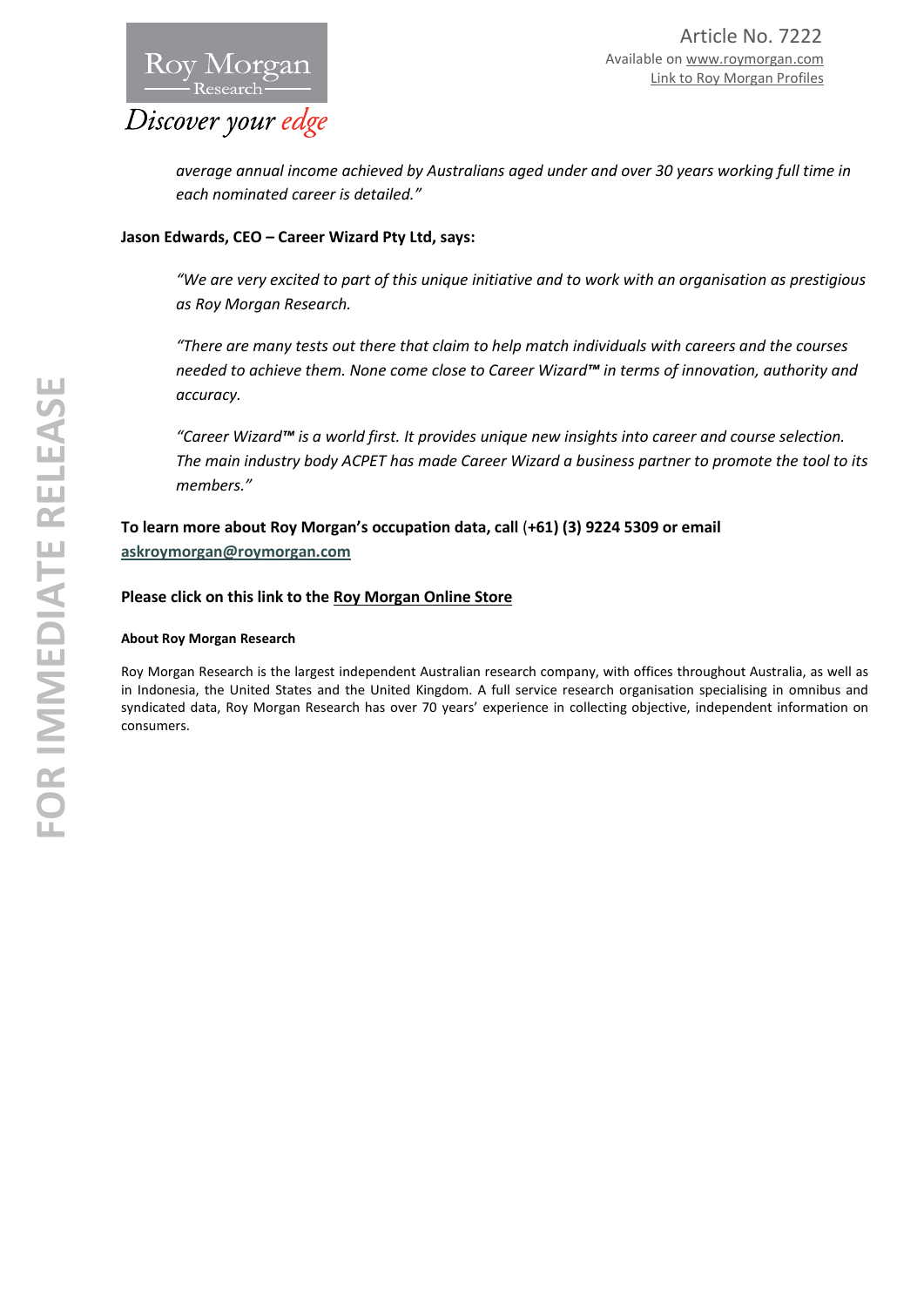*average annual income achieved by Australians aged under and over 30 years working full time in each nominated career is detailed."*

**Jason Edwards, CEO – Career Wizard Pty Ltd, says:**

> *"We are very excited to part of this unique initiative and to work with an organisation as prestigious as Roy Morgan Research.*
>
> *"There are many tests out there that claim to help match individuals with careers and the courses needed to achieve them. None come close to Career Wizard™ in terms of innovation, authority and accuracy.*
>
> *"Career Wizard™ is a world first. It provides unique new insights into career and course selection. The main industry body ACPET has made Career Wizard a business partner to promote the tool to its members."*

**To learn more about Roy Morgan's occupation data, call (+61) (3) 9224 5309 or email askroymorgan@roymorgan.com**

**Please click on this link to the Roy Morgan Online Store**

#### About Roy Morgan Research

Roy Morgan Research is the largest independent Australian research company, with offices throughout Australia, as well as in Indonesia, the United States and the United Kingdom. A full service research organisation specialising in omnibus and syndicated data, Roy Morgan Research has over 70 years' experience in collecting objective, independent information on consumers.